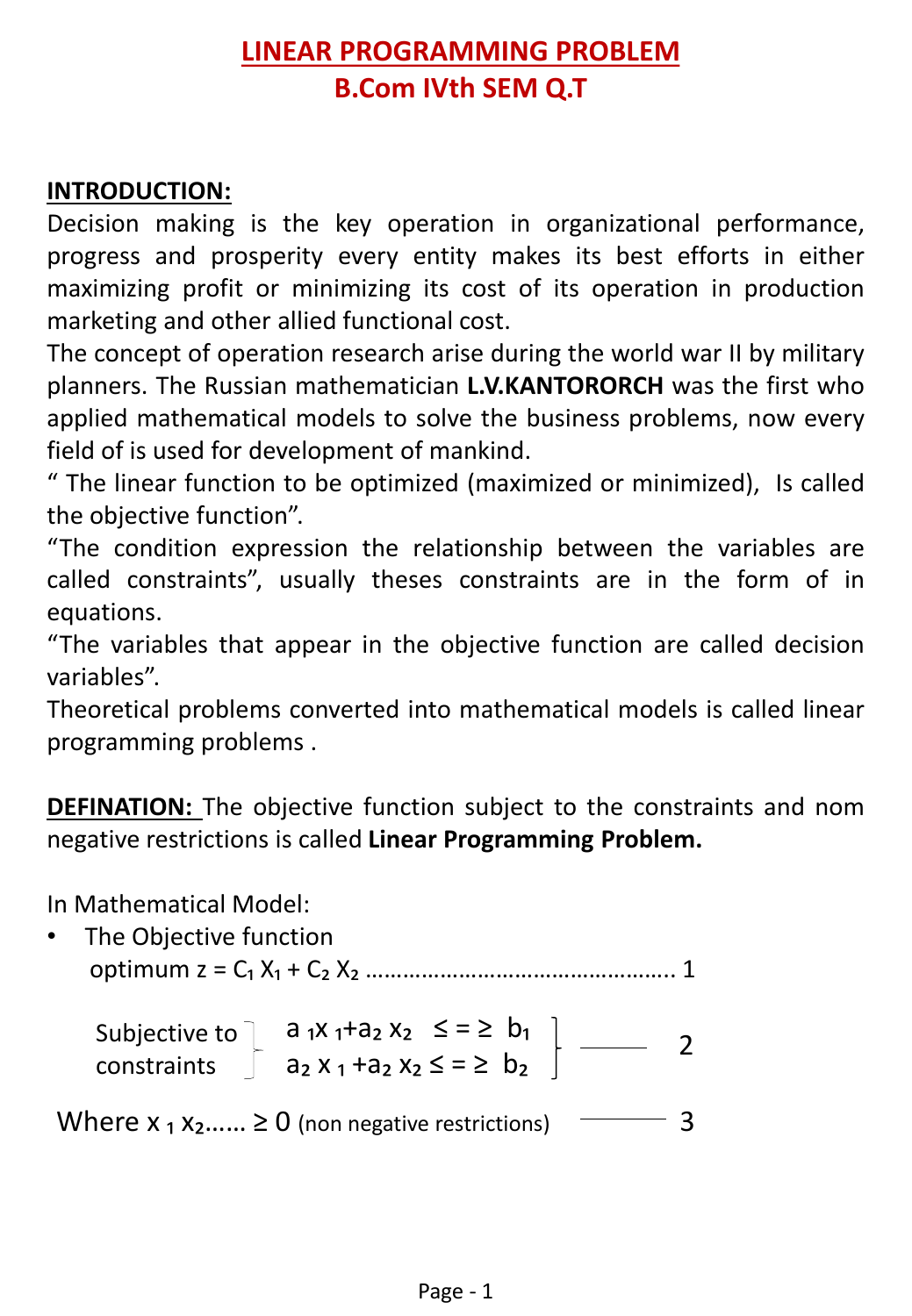# LINEAR PROGRAMMING PROBLEM
## B.Com IVth SEM Q.T

**INTRODUCTION:**

Decision making is the key operation in organizational performance, progress and prosperity every entity makes its best efforts in either maximizing profit or minimizing its cost of its operation in production marketing and other allied functional cost.

The concept of operation research arise during the world war II by military planners. The Russian mathematician **L.V.KANTORORCH** was the first who applied mathematical models to solve the business problems, now every field of is used for development of mankind.

" The linear function to be optimized (maximized or minimized), Is called the objective function".

"The condition expression the relationship between the variables are called constraints", usually theses constraints are in the form of in equations.

"The variables that appear in the objective function are called decision variables".

Theoretical problems converted into mathematical models is called linear programming problems .

**DEFINATION:** The objective function subject to the constraints and nom negative restrictions is called **Linear Programming Problem.**

In Mathematical Model:

- The Objective function

  optimum $z = C_1 X_1 + C_2 X_2$ ………………………………………… 1

Subjective to constraints
$$\left.\begin{array}{l} a_1 x_1 + a_2 x_2 \ \leq = \geq \ b_1 \\ a_2 x_1 + a_2 x_2 \leq = \geq \ b_2 \end{array}\right\} \text{———} \quad 2$$

Where $x_1\ x_2 \ldots\ldots \geq 0$ (non negative restrictions) ——— 3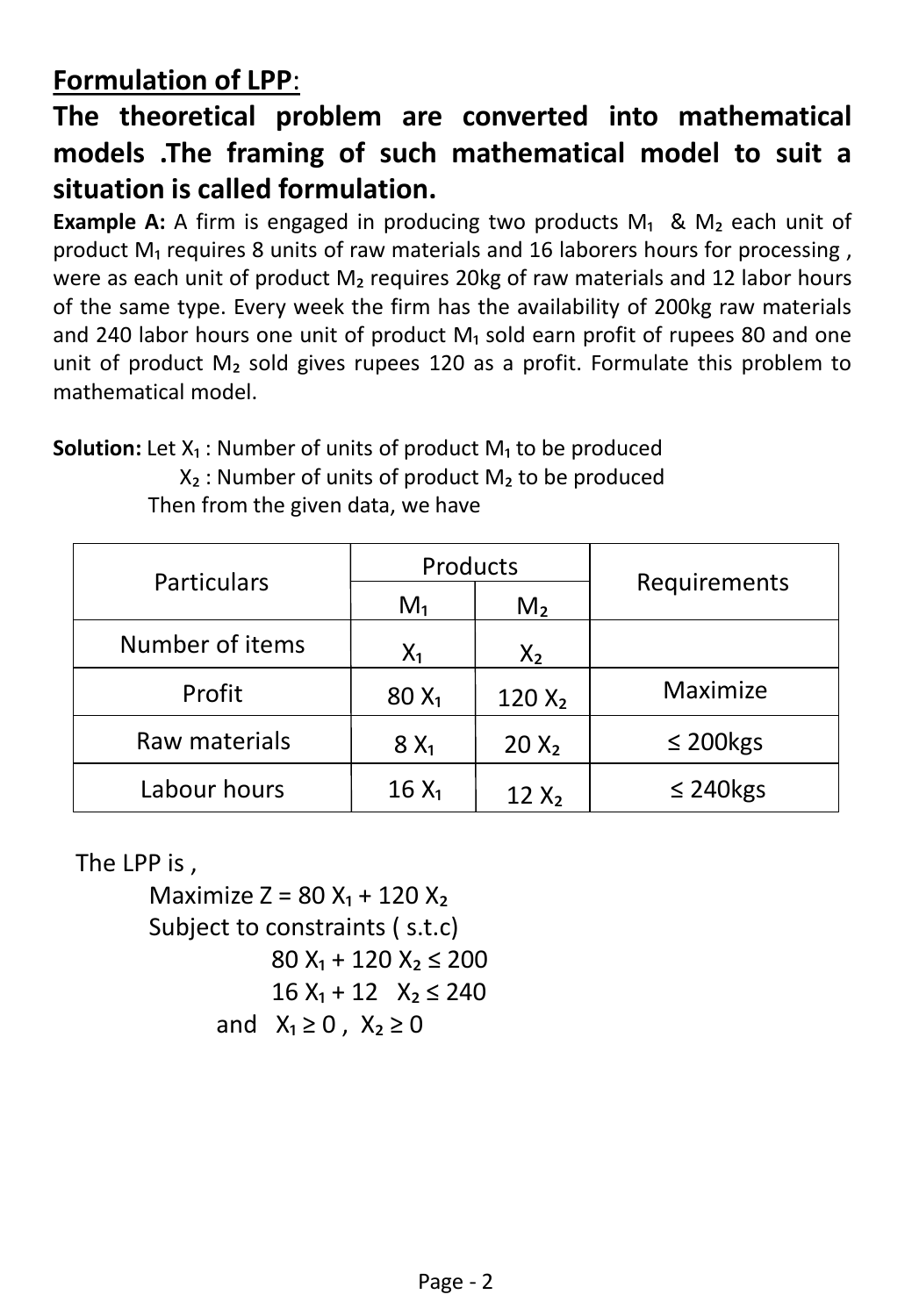## **Formulation of LPP**:

**The theoretical problem are converted into mathematical models .The framing of such mathematical model to suit a situation is called formulation.**

**Example A:** A firm is engaged in producing two products $M_1$ & $M_2$ each unit of product $M_1$ requires 8 units of raw materials and 16 laborers hours for processing , were as each unit of product $M_2$ requires 20kg of raw materials and 12 labor hours of the same type. Every week the firm has the availability of 200kg raw materials and 240 labor hours one unit of product $M_1$ sold earn profit of rupees 80 and one unit of product $M_2$ sold gives rupees 120 as a profit. Formulate this problem to mathematical model.

**Solution:** Let $X_1$ : Number of units of product $M_1$ to be produced

$X_2$ : Number of units of product $M_2$ to be produced

Then from the given data, we have

| Particulars | Products | | Requirements |
|---|---|---|---|
| | $M_1$ | $M_2$ | |
| Number of items | $X_1$ | $X_2$ | |
| Profit | $80\,X_1$ | $120\,X_2$ | Maximize |
| Raw materials | $8\,X_1$ | $20\,X_2$ | ≤ 200kgs |
| Labour hours | $16\,X_1$ | $12\,X_2$ | ≤ 240kgs |

The LPP is ,

Maximize $Z = 80\,X_1 + 120\,X_2$

Subject to constraints ( s.t.c)

$80\,X_1 + 120\,X_2 \le 200$

$16\,X_1 + 12\,X_2 \le 240$

and $X_1 \ge 0$ , $X_2 \ge 0$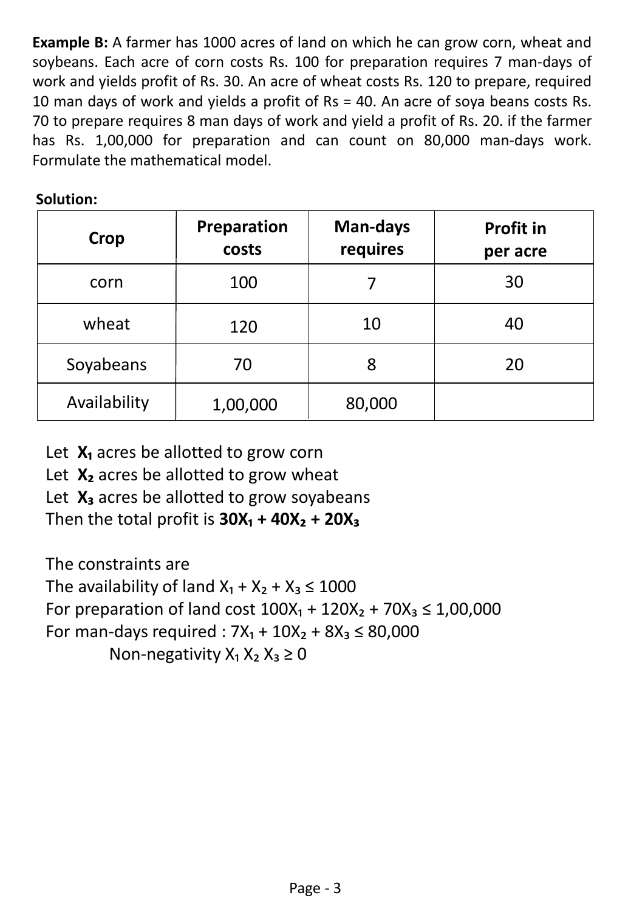**Example B:** A farmer has 1000 acres of land on which he can grow corn, wheat and soybeans. Each acre of corn costs Rs. 100 for preparation requires 7 man-days of work and yields profit of Rs. 30. An acre of wheat costs Rs. 120 to prepare, required 10 man days of work and yields a profit of Rs = 40. An acre of soya beans costs Rs. 70 to prepare requires 8 man days of work and yield a profit of Rs. 20. if the farmer has Rs. 1,00,000 for preparation and can count on 80,000 man-days work. Formulate the mathematical model.

**Solution:**

| Crop | Preparation costs | Man-days requires | Profit in per acre |
|---|---|---|---|
| corn | 100 | 7 | 30 |
| wheat | 120 | 10 | 40 |
| Soyabeans | 70 | 8 | 20 |
| Availability | 1,00,000 | 80,000 | |

Let $X_1$ acres be allotted to grow corn
Let $X_2$ acres be allotted to grow wheat
Let $X_3$ acres be allotted to grow soyabeans
Then the total profit is $\mathbf{30X_1 + 40X_2 + 20X_3}$

The constraints are
The availability of land $X_1 + X_2 + X_3 \leq 1000$
For preparation of land cost $100X_1 + 120X_2 + 70X_3 \leq 1{,}00{,}000$
For man-days required : $7X_1 + 10X_2 + 8X_3 \leq 80{,}000$
Non-negativity $X_1\ X_2\ X_3 \geq 0$